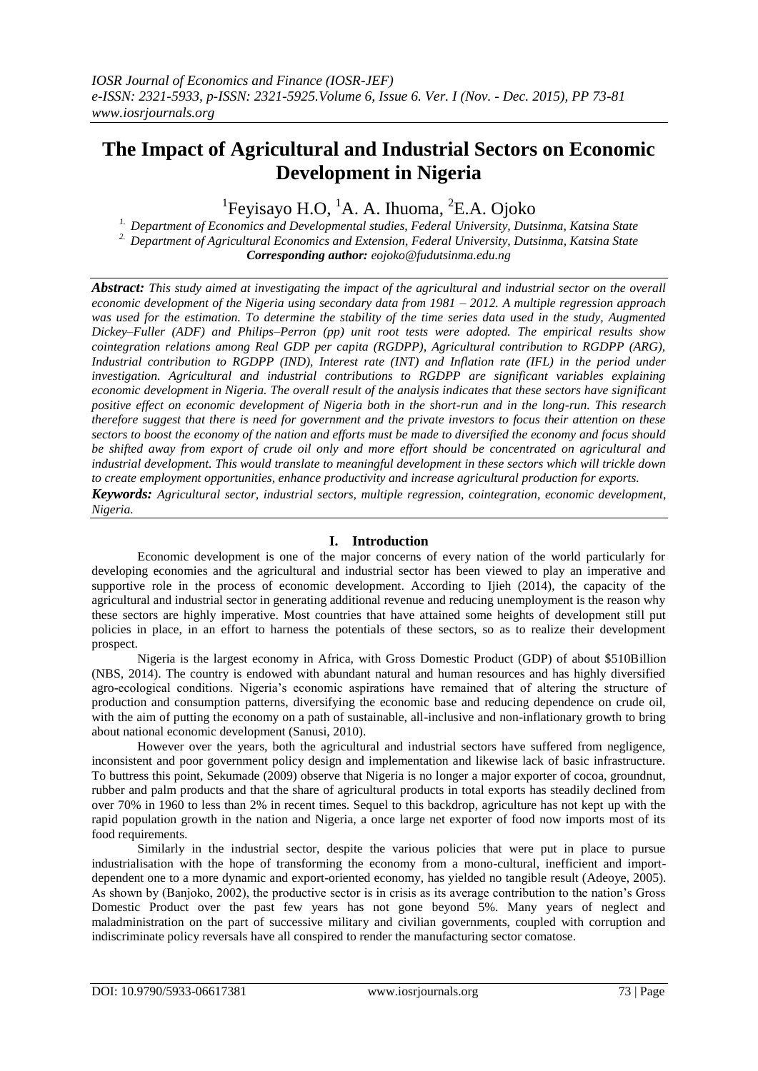# The Impact of Agricultural and Industrial Sectors on Economic Development in Nigeria

[1]Feyisayo H.O, [1]A. A. Ihuoma, [2]E.A. Ojoko

[1.] *Department of Economics and Developmental studies, Federal University, Dutsinma, Katsina State*
[2.] *Department of Agricultural Economics and Extension, Federal University, Dutsinma, Katsina State*
***Corresponding author:** eojoko@fudutsinma.edu.ng*

***Abstract:** This study aimed at investigating the impact of the agricultural and industrial sector on the overall economic development of the Nigeria using secondary data from 1981 – 2012. A multiple regression approach was used for the estimation. To determine the stability of the time series data used in the study, Augmented Dickey–Fuller (ADF) and Philips–Perron (pp) unit root tests were adopted. The empirical results show cointegration relations among Real GDP per capita (RGDPP), Agricultural contribution to RGDPP (ARG), Industrial contribution to RGDPP (IND), Interest rate (INT) and Inflation rate (IFL) in the period under investigation. Agricultural and industrial contributions to RGDPP are significant variables explaining economic development in Nigeria. The overall result of the analysis indicates that these sectors have significant positive effect on economic development of Nigeria both in the short-run and in the long-run. This research therefore suggest that there is need for government and the private investors to focus their attention on these sectors to boost the economy of the nation and efforts must be made to diversified the economy and focus should be shifted away from export of crude oil only and more effort should be concentrated on agricultural and industrial development. This would translate to meaningful development in these sectors which will trickle down to create employment opportunities, enhance productivity and increase agricultural production for exports.*

***Keywords:** Agricultural sector, industrial sectors, multiple regression, cointegration, economic development, Nigeria.*

## I. Introduction

Economic development is one of the major concerns of every nation of the world particularly for developing economies and the agricultural and industrial sector has been viewed to play an imperative and supportive role in the process of economic development. According to Ijieh (2014), the capacity of the agricultural and industrial sector in generating additional revenue and reducing unemployment is the reason why these sectors are highly imperative. Most countries that have attained some heights of development still put policies in place, in an effort to harness the potentials of these sectors, so as to realize their development prospect.

Nigeria is the largest economy in Africa, with Gross Domestic Product (GDP) of about \$510Billion (NBS, 2014). The country is endowed with abundant natural and human resources and has highly diversified agro-ecological conditions. Nigeria's economic aspirations have remained that of altering the structure of production and consumption patterns, diversifying the economic base and reducing dependence on crude oil, with the aim of putting the economy on a path of sustainable, all-inclusive and non-inflationary growth to bring about national economic development (Sanusi, 2010).

However over the years, both the agricultural and industrial sectors have suffered from negligence, inconsistent and poor government policy design and implementation and likewise lack of basic infrastructure. To buttress this point, Sekumade (2009) observe that Nigeria is no longer a major exporter of cocoa, groundnut, rubber and palm products and that the share of agricultural products in total exports has steadily declined from over 70% in 1960 to less than 2% in recent times. Sequel to this backdrop, agriculture has not kept up with the rapid population growth in the nation and Nigeria, a once large net exporter of food now imports most of its food requirements.

Similarly in the industrial sector, despite the various policies that were put in place to pursue industrialisation with the hope of transforming the economy from a mono-cultural, inefficient and import-dependent one to a more dynamic and export-oriented economy, has yielded no tangible result (Adeoye, 2005). As shown by (Banjoko, 2002), the productive sector is in crisis as its average contribution to the nation's Gross Domestic Product over the past few years has not gone beyond 5%. Many years of neglect and maladministration on the part of successive military and civilian governments, coupled with corruption and indiscriminate policy reversals have all conspired to render the manufacturing sector comatose.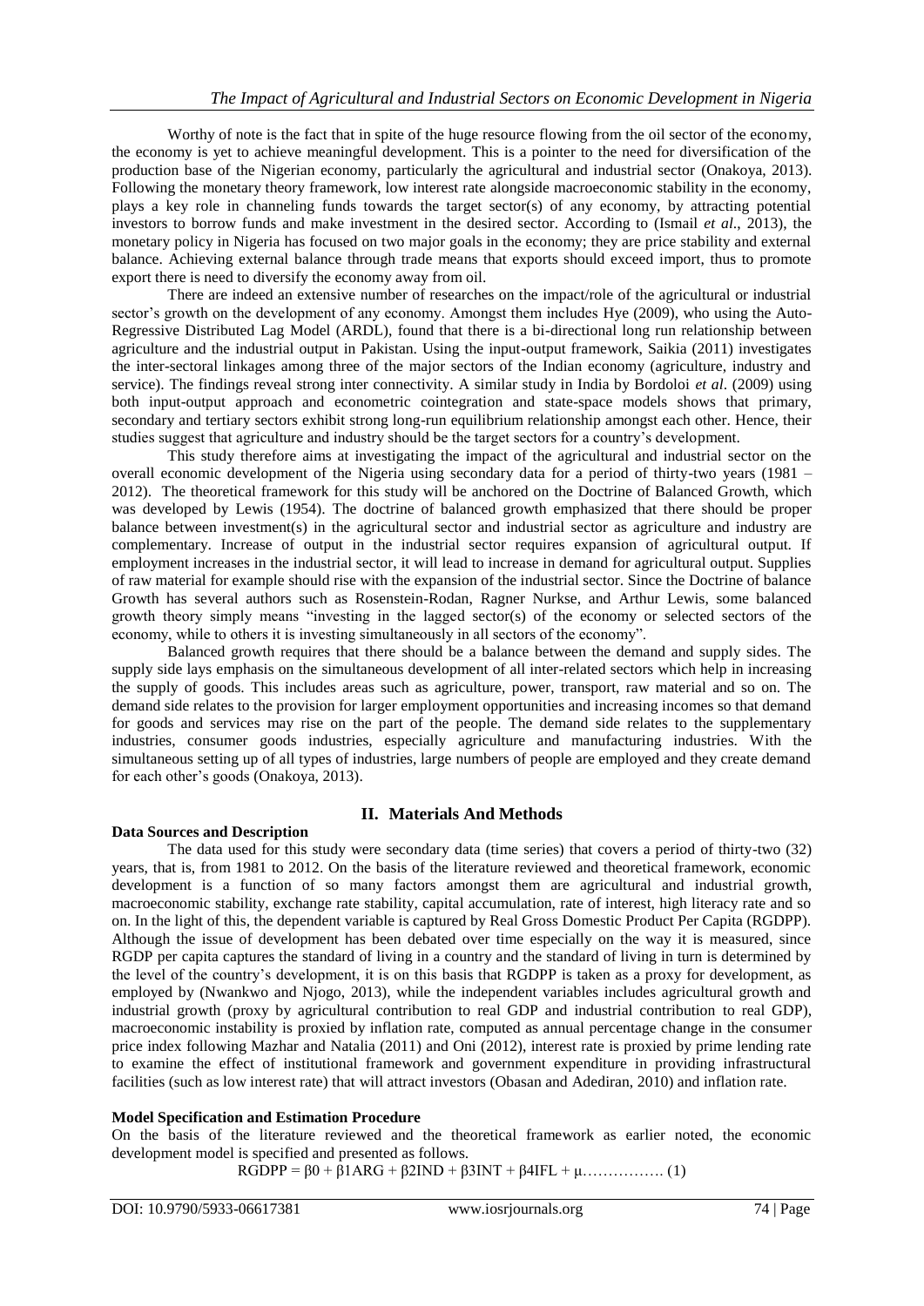Worthy of note is the fact that in spite of the huge resource flowing from the oil sector of the economy, the economy is yet to achieve meaningful development. This is a pointer to the need for diversification of the production base of the Nigerian economy, particularly the agricultural and industrial sector (Onakoya, 2013). Following the monetary theory framework, low interest rate alongside macroeconomic stability in the economy, plays a key role in channeling funds towards the target sector(s) of any economy, by attracting potential investors to borrow funds and make investment in the desired sector. According to (Ismail *et al*., 2013), the monetary policy in Nigeria has focused on two major goals in the economy; they are price stability and external balance. Achieving external balance through trade means that exports should exceed import, thus to promote export there is need to diversify the economy away from oil.

There are indeed an extensive number of researches on the impact/role of the agricultural or industrial sector's growth on the development of any economy. Amongst them includes Hye (2009), who using the Auto-Regressive Distributed Lag Model (ARDL), found that there is a bi-directional long run relationship between agriculture and the industrial output in Pakistan. Using the input-output framework, Saikia (2011) investigates the inter-sectoral linkages among three of the major sectors of the Indian economy (agriculture, industry and service). The findings reveal strong inter connectivity. A similar study in India by Bordoloi *et al*. (2009) using both input-output approach and econometric cointegration and state-space models shows that primary, secondary and tertiary sectors exhibit strong long-run equilibrium relationship amongst each other. Hence, their studies suggest that agriculture and industry should be the target sectors for a country's development.

This study therefore aims at investigating the impact of the agricultural and industrial sector on the overall economic development of the Nigeria using secondary data for a period of thirty-two years (1981 – 2012). The theoretical framework for this study will be anchored on the Doctrine of Balanced Growth, which was developed by Lewis (1954). The doctrine of balanced growth emphasized that there should be proper balance between investment(s) in the agricultural sector and industrial sector as agriculture and industry are complementary. Increase of output in the industrial sector requires expansion of agricultural output. If employment increases in the industrial sector, it will lead to increase in demand for agricultural output. Supplies of raw material for example should rise with the expansion of the industrial sector. Since the Doctrine of balance Growth has several authors such as Rosenstein-Rodan, Ragner Nurkse, and Arthur Lewis, some balanced growth theory simply means "investing in the lagged sector(s) of the economy or selected sectors of the economy, while to others it is investing simultaneously in all sectors of the economy".

Balanced growth requires that there should be a balance between the demand and supply sides. The supply side lays emphasis on the simultaneous development of all inter-related sectors which help in increasing the supply of goods. This includes areas such as agriculture, power, transport, raw material and so on. The demand side relates to the provision for larger employment opportunities and increasing incomes so that demand for goods and services may rise on the part of the people. The demand side relates to the supplementary industries, consumer goods industries, especially agriculture and manufacturing industries. With the simultaneous setting up of all types of industries, large numbers of people are employed and they create demand for each other's goods (Onakoya, 2013).

## II. Materials And Methods

### Data Sources and Description

The data used for this study were secondary data (time series) that covers a period of thirty-two (32) years, that is, from 1981 to 2012. On the basis of the literature reviewed and theoretical framework, economic development is a function of so many factors amongst them are agricultural and industrial growth, macroeconomic stability, exchange rate stability, capital accumulation, rate of interest, high literacy rate and so on. In the light of this, the dependent variable is captured by Real Gross Domestic Product Per Capita (RGDPP). Although the issue of development has been debated over time especially on the way it is measured, since RGDP per capita captures the standard of living in a country and the standard of living in turn is determined by the level of the country's development, it is on this basis that RGDPP is taken as a proxy for development, as employed by (Nwankwo and Njogo, 2013), while the independent variables includes agricultural growth and industrial growth (proxy by agricultural contribution to real GDP and industrial contribution to real GDP), macroeconomic instability is proxied by inflation rate, computed as annual percentage change in the consumer price index following Mazhar and Natalia (2011) and Oni (2012), interest rate is proxied by prime lending rate to examine the effect of institutional framework and government expenditure in providing infrastructural facilities (such as low interest rate) that will attract investors (Obasan and Adediran, 2010) and inflation rate.

### Model Specification and Estimation Procedure

On the basis of the literature reviewed and the theoretical framework as earlier noted, the economic development model is specified and presented as follows.

$$RGDPP = \beta 0 + \beta 1ARG + \beta 2IND + \beta 3INT + \beta 4IFL + \mu \ldots\ldots\ldots\ldots\ldots (1)$$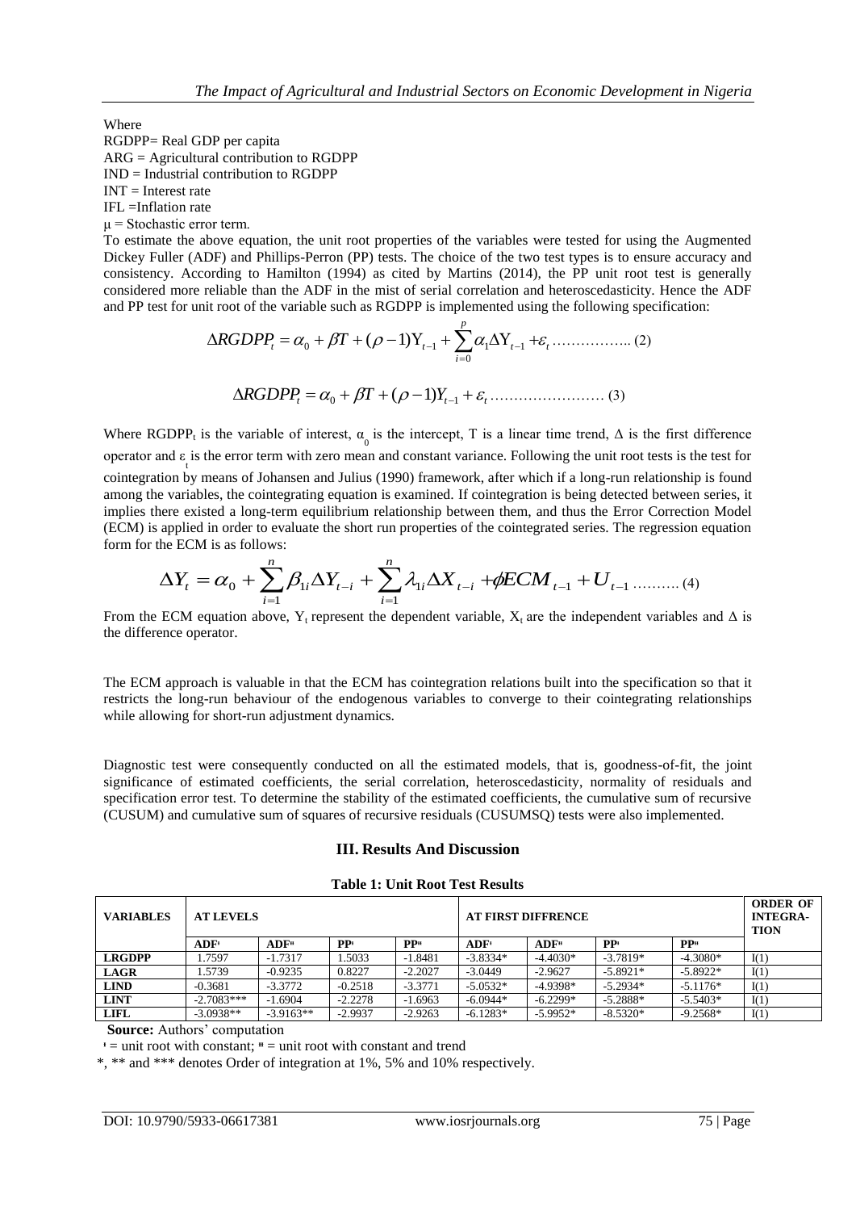Where

RGDPP= Real GDP per capita

ARG = Agricultural contribution to RGDPP

IND = Industrial contribution to RGDPP

INT = Interest rate

IFL =Inflation rate

$\mu$ = Stochastic error term.

To estimate the above equation, the unit root properties of the variables were tested for using the Augmented Dickey Fuller (ADF) and Phillips-Perron (PP) tests. The choice of the two test types is to ensure accuracy and consistency. According to Hamilton (1994) as cited by Martins (2014), the PP unit root test is generally considered more reliable than the ADF in the mist of serial correlation and heteroscedasticity. Hence the ADF and PP test for unit root of the variable such as RGDPP is implemented using the following specification:

$$\Delta RGDPP_t = \alpha_0 + \beta T + (\rho - 1)Y_{t-1} + \sum_{i=0}^{p} \alpha_1 \Delta Y_{t-1} + \varepsilon_t \text{ ……………... (2)}$$

$$\Delta RGDPP_t = \alpha_0 + \beta T + (\rho - 1)Y_{t-1} + \varepsilon_t \text{ …………………… (3)}$$

Where $RGDPP_t$ is the variable of interest, $\alpha_0$ is the intercept, T is a linear time trend, $\Delta$ is the first difference operator and $\varepsilon_t$ is the error term with zero mean and constant variance. Following the unit root tests is the test for cointegration by means of Johansen and Julius (1990) framework, after which if a long-run relationship is found among the variables, the cointegrating equation is examined. If cointegration is being detected between series, it implies there existed a long-term equilibrium relationship between them, and thus the Error Correction Model (ECM) is applied in order to evaluate the short run properties of the cointegrated series. The regression equation form for the ECM is as follows:

$$\Delta Y_t = \alpha_0 + \sum_{i=1}^{n} \beta_{1i} \Delta Y_{t-i} + \sum_{i=1}^{n} \lambda_{1i} \Delta X_{t-i} + \phi ECM_{t-1} + U_{t-1} \text{ ………. (4)}$$

From the ECM equation above, $Y_t$ represent the dependent variable, $X_t$ are the independent variables and $\Delta$ is the difference operator.

The ECM approach is valuable in that the ECM has cointegration relations built into the specification so that it restricts the long-run behaviour of the endogenous variables to converge to their cointegrating relationships while allowing for short-run adjustment dynamics.

Diagnostic test were consequently conducted on all the estimated models, that is, goodness-of-fit, the joint significance of estimated coefficients, the serial correlation, heteroscedasticity, normality of residuals and specification error test. To determine the stability of the estimated coefficients, the cumulative sum of recursive (CUSUM) and cumulative sum of squares of recursive residuals (CUSUMSQ) tests were also implemented.

## III. Results And Discussion

**Table 1: Unit Root Test Results**

| VARIABLES | AT LEVELS | | | | AT FIRST DIFFRENCE | | | | ORDER OF INTEGRA-TION |
|---|---|---|---|---|---|---|---|---|---|
| | ADF' | ADF'' | PP' | PP'' | ADF' | ADF'' | PP' | PP'' | |
| LRGDPP | 1.7597 | -1.7317 | 1.5033 | -1.8481 | -3.8334* | -4.4030* | -3.7819* | -4.3080* | I(1) |
| LAGR | 1.5739 | -0.9235 | 0.8227 | -2.2027 | -3.0449 | -2.9627 | -5.8921* | -5.8922* | I(1) |
| LIND | -0.3681 | -3.3772 | -0.2518 | -3.3771 | -5.0532* | -4.9398* | -5.2934* | -5.1176* | I(1) |
| LINT | -2.7083*** | -1.6904 | -2.2278 | -1.6963 | -6.0944* | -6.2299* | -5.2888* | -5.5403* | I(1) |
| LIFL | -3.0938** | -3.9163** | -2.9937 | -2.9263 | -6.1283* | -5.9952* | -8.5320* | -9.2568* | I(1) |

**Source:** Authors' computation

' = unit root with constant; '' = unit root with constant and trend

*, ** and *** denotes Order of integration at 1%, 5% and 10% respectively.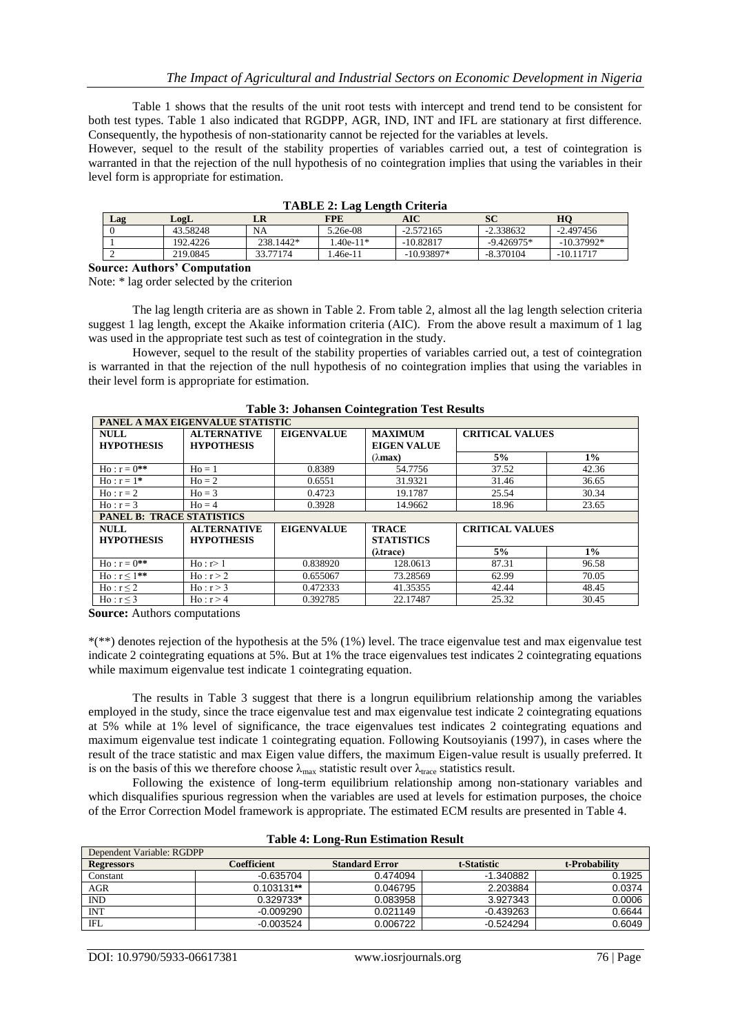Table 1 shows that the results of the unit root tests with intercept and trend tend to be consistent for both test types. Table 1 also indicated that RGDPP, AGR, IND, INT and IFL are stationary at first difference. Consequently, the hypothesis of non-stationarity cannot be rejected for the variables at levels.

However, sequel to the result of the stability properties of variables carried out, a test of cointegration is warranted in that the rejection of the null hypothesis of no cointegration implies that using the variables in their level form is appropriate for estimation.

**TABLE 2: Lag Length Criteria**

| Lag | LogL | LR | FPE | AIC | SC | HQ |
|---|---|---|---|---|---|---|
| 0 | 43.58248 | NA | 5.26e-08 | -2.572165 | -2.338632 | -2.497456 |
| 1 | 192.4226 | 238.1442* | 1.40e-11* | -10.82817 | -9.426975* | -10.37992* |
| 2 | 219.0845 | 33.77174 | 1.46e-11 | -10.93897* | -8.370104 | -10.11717 |

**Source: Authors' Computation**

Note: * lag order selected by the criterion

The lag length criteria are as shown in Table 2. From table 2, almost all the lag length selection criteria suggest 1 lag length, except the Akaike information criteria (AIC). From the above result a maximum of 1 lag was used in the appropriate test such as test of cointegration in the study.

However, sequel to the result of the stability properties of variables carried out, a test of cointegration is warranted in that the rejection of the null hypothesis of no cointegration implies that using the variables in their level form is appropriate for estimation.

**Table 3: Johansen Cointegration Test Results**

| PANEL A MAX EIGENVALUE STATISTIC | | | | | |
|---|---|---|---|---|---|
| **NULL HYPOTHESIS** | **ALTERNATIVE HYPOTHESIS** | **EIGENVALUE** | **MAXIMUM EIGEN VALUE ($\lambda$max)** | **CRITICAL VALUES 5%** | **1%** |
| Ho : r = 0** | Ho = 1 | 0.8389 | 54.7756 | 37.52 | 42.36 |
| Ho : r = 1* | Ho = 2 | 0.6551 | 31.9321 | 31.46 | 36.65 |
| Ho : r = 2 | Ho = 3 | 0.4723 | 19.1787 | 25.54 | 30.34 |
| Ho : r = 3 | Ho = 4 | 0.3928 | 14.9662 | 18.96 | 23.65 |
| **PANEL B: TRACE STATISTICS** | | | | | |
| **NULL HYPOTHESIS** | **ALTERNATIVE HYPOTHESIS** | **EIGENVALUE** | **TRACE STATISTICS ($\lambda$trace)** | **CRITICAL VALUES 5%** | **1%** |
| Ho : r = 0** | Ho : r> 1 | 0.838920 | 128.0613 | 87.31 | 96.58 |
| Ho : r ≤ 1** | Ho : r > 2 | 0.655067 | 73.28569 | 62.99 | 70.05 |
| Ho : r ≤ 2 | Ho : r > 3 | 0.472333 | 41.35355 | 42.44 | 48.45 |
| Ho : r ≤ 3 | Ho : r > 4 | 0.392785 | 22.17487 | 25.32 | 30.45 |

**Source:** Authors computations

*(**) denotes rejection of the hypothesis at the 5% (1%) level. The trace eigenvalue test and max eigenvalue test indicate 2 cointegrating equations at 5%. But at 1% the trace eigenvalues test indicates 2 cointegrating equations while maximum eigenvalue test indicate 1 cointegrating equation.

The results in Table 3 suggest that there is a longrun equilibrium relationship among the variables employed in the study, since the trace eigenvalue test and max eigenvalue test indicate 2 cointegrating equations at 5% while at 1% level of significance, the trace eigenvalues test indicates 2 cointegrating equations and maximum eigenvalue test indicate 1 cointegrating equation. Following Koutsoyianis (1997), in cases where the result of the trace statistic and max Eigen value differs, the maximum Eigen-value result is usually preferred. It is on the basis of this we therefore choose $\lambda_{max}$ statistic result over $\lambda_{trace}$ statistics result.

Following the existence of long-term equilibrium relationship among non-stationary variables and which disqualifies spurious regression when the variables are used at levels for estimation purposes, the choice of the Error Correction Model framework is appropriate. The estimated ECM results are presented in Table 4.

**Table 4: Long-Run Estimation Result**

| Dependent Variable: RGDPP | | | | |
|---|---|---|---|---|
| **Regressors** | **Coefficient** | **Standard Error** | **t-Statistic** | **t-Probability** |
| Constant | -0.635704 | 0.474094 | -1.340882 | 0.1925 |
| AGR | 0.103131** | 0.046795 | 2.203884 | 0.0374 |
| IND | 0.329733* | 0.083958 | 3.927343 | 0.0006 |
| INT | -0.009290 | 0.021149 | -0.439263 | 0.6644 |
| IFL | -0.003524 | 0.006722 | -0.524294 | 0.6049 |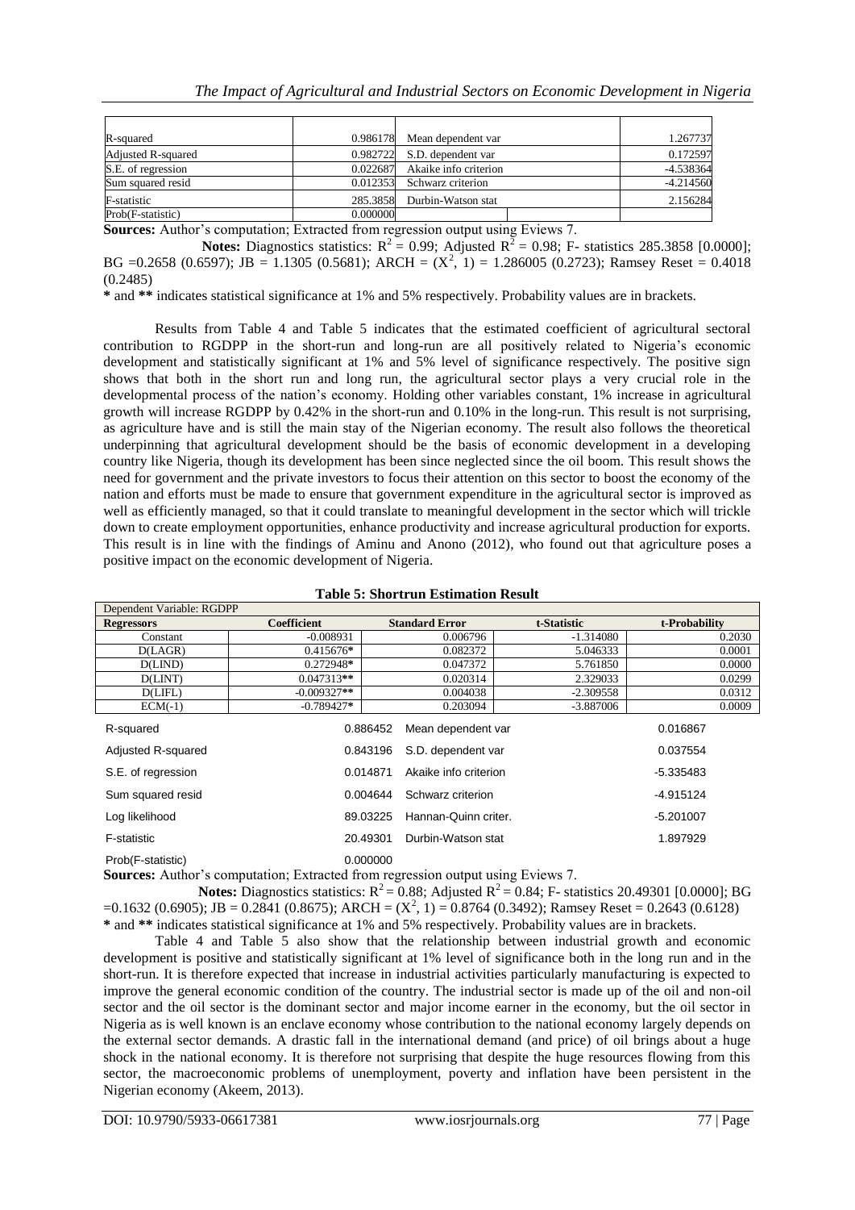| | | | |
|---|---|---|---|
| R-squared | 0.986178 | Mean dependent var | 1.267737 |
| Adjusted R-squared | 0.982722 | S.D. dependent var | 0.172597 |
| S.E. of regression | 0.022687 | Akaike info criterion | -4.538364 |
| Sum squared resid | 0.012353 | Schwarz criterion | -4.214560 |
| F-statistic | 285.3858 | Durbin-Watson stat | 2.156284 |
| Prob(F-statistic) | 0.000000 | | |

**Sources:** Author's computation; Extracted from regression output using Eviews 7.

**Notes:** Diagnostics statistics: $R^2 = 0.99$; Adjusted $R^2 = 0.98$; F- statistics 285.3858 [0.0000]; BG =0.2658 (0.6597); JB = 1.1305 (0.5681); ARCH = ($X^2$, 1) = 1.286005 (0.2723); Ramsey Reset = 0.4018 (0.2485)

**\*** and **\*\*** indicates statistical significance at 1% and 5% respectively. Probability values are in brackets.

Results from Table 4 and Table 5 indicates that the estimated coefficient of agricultural sectoral contribution to RGDPP in the short-run and long-run are all positively related to Nigeria's economic development and statistically significant at 1% and 5% level of significance respectively. The positive sign shows that both in the short run and long run, the agricultural sector plays a very crucial role in the developmental process of the nation's economy. Holding other variables constant, 1% increase in agricultural growth will increase RGDPP by 0.42% in the short-run and 0.10% in the long-run. This result is not surprising, as agriculture have and is still the main stay of the Nigerian economy. The result also follows the theoretical underpinning that agricultural development should be the basis of economic development in a developing country like Nigeria, though its development has been since neglected since the oil boom. This result shows the need for government and the private investors to focus their attention on this sector to boost the economy of the nation and efforts must be made to ensure that government expenditure in the agricultural sector is improved as well as efficiently managed, so that it could translate to meaningful development in the sector which will trickle down to create employment opportunities, enhance productivity and increase agricultural production for exports. This result is in line with the findings of Aminu and Anono (2012), who found out that agriculture poses a positive impact on the economic development of Nigeria.

**Table 5: Shortrun Estimation Result**

| Dependent Variable: RGDPP | | | | |
|---|---|---|---|---|
| **Regressors** | **Coefficient** | **Standard Error** | **t-Statistic** | **t-Probability** |
| Constant | -0.008931 | 0.006796 | -1.314080 | 0.2030 |
| D(LAGR) | 0.415676* | 0.082372 | 5.046333 | 0.0001 |
| D(LIND) | 0.272948* | 0.047372 | 5.761850 | 0.0000 |
| D(LINT) | 0.047313** | 0.020314 | 2.329033 | 0.0299 |
| D(LIFL) | -0.009327** | 0.004038 | -2.309558 | 0.0312 |
| ECM(-1) | -0.789427* | 0.203094 | -3.887006 | 0.0009 |

| | | | |
|---|---|---|---|
| R-squared | 0.886452 | Mean dependent var | 0.016867 |
| Adjusted R-squared | 0.843196 | S.D. dependent var | 0.037554 |
| S.E. of regression | 0.014871 | Akaike info criterion | -5.335483 |
| Sum squared resid | 0.004644 | Schwarz criterion | -4.915124 |
| Log likelihood | 89.03225 | Hannan-Quinn criter. | -5.201007 |
| F-statistic | 20.49301 | Durbin-Watson stat | 1.897929 |
| Prob(F-statistic) | 0.000000 | | |

**Sources:** Author's computation; Extracted from regression output using Eviews 7.

**Notes:** Diagnostics statistics: $R^2 = 0.88$; Adjusted $R^2 = 0.84$; F- statistics 20.49301 [0.0000]; BG =0.1632 (0.6905); JB = 0.2841 (0.8675); ARCH = ($X^2$, 1) = 0.8764 (0.3492); Ramsey Reset = 0.2643 (0.6128)

**\*** and **\*\*** indicates statistical significance at 1% and 5% respectively. Probability values are in brackets.

Table 4 and Table 5 also show that the relationship between industrial growth and economic development is positive and statistically significant at 1% level of significance both in the long run and in the short-run. It is therefore expected that increase in industrial activities particularly manufacturing is expected to improve the general economic condition of the country. The industrial sector is made up of the oil and non-oil sector and the oil sector is the dominant sector and major income earner in the economy, but the oil sector in Nigeria as is well known is an enclave economy whose contribution to the national economy largely depends on the external sector demands. A drastic fall in the international demand (and price) of oil brings about a huge shock in the national economy. It is therefore not surprising that despite the huge resources flowing from this sector, the macroeconomic problems of unemployment, poverty and inflation have been persistent in the Nigerian economy (Akeem, 2013).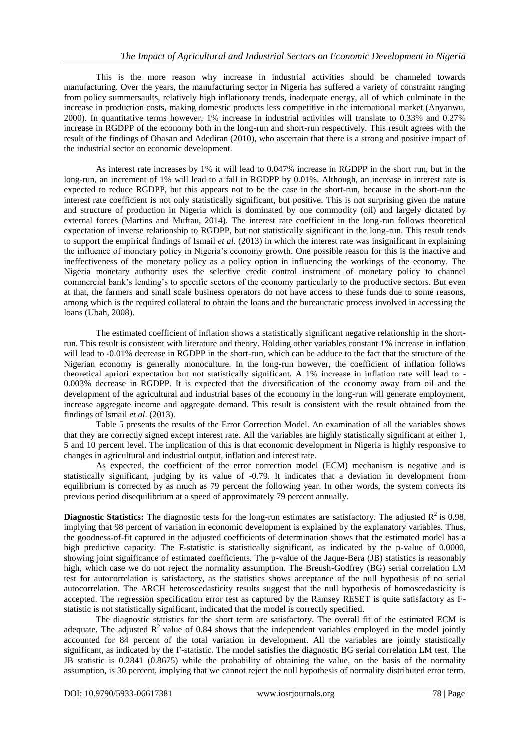This is the more reason why increase in industrial activities should be channeled towards manufacturing. Over the years, the manufacturing sector in Nigeria has suffered a variety of constraint ranging from policy summersaults, relatively high inflationary trends, inadequate energy, all of which culminate in the increase in production costs, making domestic products less competitive in the international market (Anyanwu, 2000). In quantitative terms however, 1% increase in industrial activities will translate to 0.33% and 0.27% increase in RGDPP of the economy both in the long-run and short-run respectively. This result agrees with the result of the findings of Obasan and Adediran (2010), who ascertain that there is a strong and positive impact of the industrial sector on economic development.

As interest rate increases by 1% it will lead to 0.047% increase in RGDPP in the short run, but in the long-run, an increment of 1% will lead to a fall in RGDPP by 0.01%. Although, an increase in interest rate is expected to reduce RGDPP, but this appears not to be the case in the short-run, because in the short-run the interest rate coefficient is not only statistically significant, but positive. This is not surprising given the nature and structure of production in Nigeria which is dominated by one commodity (oil) and largely dictated by external forces (Martins and Muftau, 2014). The interest rate coefficient in the long-run follows theoretical expectation of inverse relationship to RGDPP, but not statistically significant in the long-run. This result tends to support the empirical findings of Ismail *et al*. (2013) in which the interest rate was insignificant in explaining the influence of monetary policy in Nigeria's economy growth. One possible reason for this is the inactive and ineffectiveness of the monetary policy as a policy option in influencing the workings of the economy. The Nigeria monetary authority uses the selective credit control instrument of monetary policy to channel commercial bank's lending's to specific sectors of the economy particularly to the productive sectors. But even at that, the farmers and small scale business operators do not have access to these funds due to some reasons, among which is the required collateral to obtain the loans and the bureaucratic process involved in accessing the loans (Ubah, 2008).

The estimated coefficient of inflation shows a statistically significant negative relationship in the short-run. This result is consistent with literature and theory. Holding other variables constant 1% increase in inflation will lead to -0.01% decrease in RGDPP in the short-run, which can be adduce to the fact that the structure of the Nigerian economy is generally monoculture. In the long-run however, the coefficient of inflation follows theoretical apriori expectation but not statistically significant. A 1% increase in inflation rate will lead to -0.003% decrease in RGDPP. It is expected that the diversification of the economy away from oil and the development of the agricultural and industrial bases of the economy in the long-run will generate employment, increase aggregate income and aggregate demand. This result is consistent with the result obtained from the findings of Ismail *et al*. (2013).

Table 5 presents the results of the Error Correction Model. An examination of all the variables shows that they are correctly signed except interest rate. All the variables are highly statistically significant at either 1, 5 and 10 percent level. The implication of this is that economic development in Nigeria is highly responsive to changes in agricultural and industrial output, inflation and interest rate.

As expected, the coefficient of the error correction model (ECM) mechanism is negative and is statistically significant, judging by its value of -0.79. It indicates that a deviation in development from equilibrium is corrected by as much as 79 percent the following year. In other words, the system corrects its previous period disequilibrium at a speed of approximately 79 percent annually.

**Diagnostic Statistics:** The diagnostic tests for the long-run estimates are satisfactory. The adjusted $R^2$ is 0.98, implying that 98 percent of variation in economic development is explained by the explanatory variables. Thus, the goodness-of-fit captured in the adjusted coefficients of determination shows that the estimated model has a high predictive capacity. The F-statistic is statistically significant, as indicated by the p-value of 0.0000, showing joint significance of estimated coefficients. The p-value of the Jaque-Bera (JB) statistics is reasonably high, which case we do not reject the normality assumption. The Breush-Godfrey (BG) serial correlation LM test for autocorrelation is satisfactory, as the statistics shows acceptance of the null hypothesis of no serial autocorrelation. The ARCH heteroscedasticity results suggest that the null hypothesis of homoscedasticity is accepted. The regression specification error test as captured by the Ramsey RESET is quite satisfactory as F-statistic is not statistically significant, indicated that the model is correctly specified.

The diagnostic statistics for the short term are satisfactory. The overall fit of the estimated ECM is adequate. The adjusted $R^2$ value of 0.84 shows that the independent variables employed in the model jointly accounted for 84 percent of the total variation in development. All the variables are jointly statistically significant, as indicated by the F-statistic. The model satisfies the diagnostic BG serial correlation LM test. The JB statistic is 0.2841 (0.8675) while the probability of obtaining the value, on the basis of the normality assumption, is 30 percent, implying that we cannot reject the null hypothesis of normality distributed error term.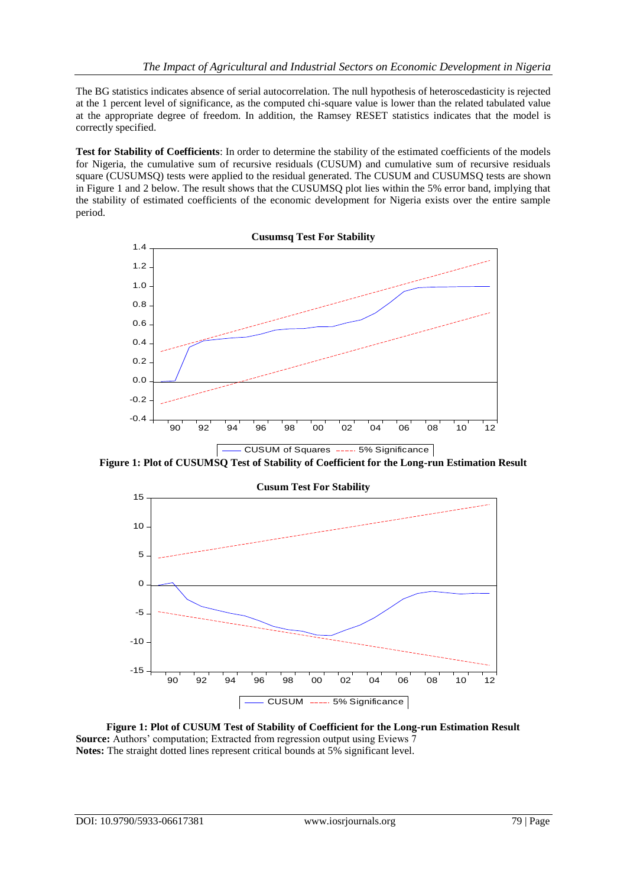The BG statistics indicates absence of serial autocorrelation. The null hypothesis of heteroscedasticity is rejected at the 1 percent level of significance, as the computed chi-square value is lower than the related tabulated value at the appropriate degree of freedom. In addition, the Ramsey RESET statistics indicates that the model is correctly specified.

**Test for Stability of Coefficients**: In order to determine the stability of the estimated coefficients of the models for Nigeria, the cumulative sum of recursive residuals (CUSUM) and cumulative sum of recursive residuals square (CUSUMSQ) tests were applied to the residual generated. The CUSUM and CUSUMSQ tests are shown in Figure 1 and 2 below. The result shows that the CUSUMSQ plot lies within the 5% error band, implying that the stability of estimated coefficients of the economic development for Nigeria exists over the entire sample period.

**Figure 1: Plot of CUSUMSQ Test of Stability of Coefficient for the Long-run Estimation Result**

**Figure 1: Plot of CUSUM Test of Stability of Coefficient for the Long-run Estimation Result**

**Source:** Authors' computation; Extracted from regression output using Eviews 7

**Notes:** The straight dotted lines represent critical bounds at 5% significant level.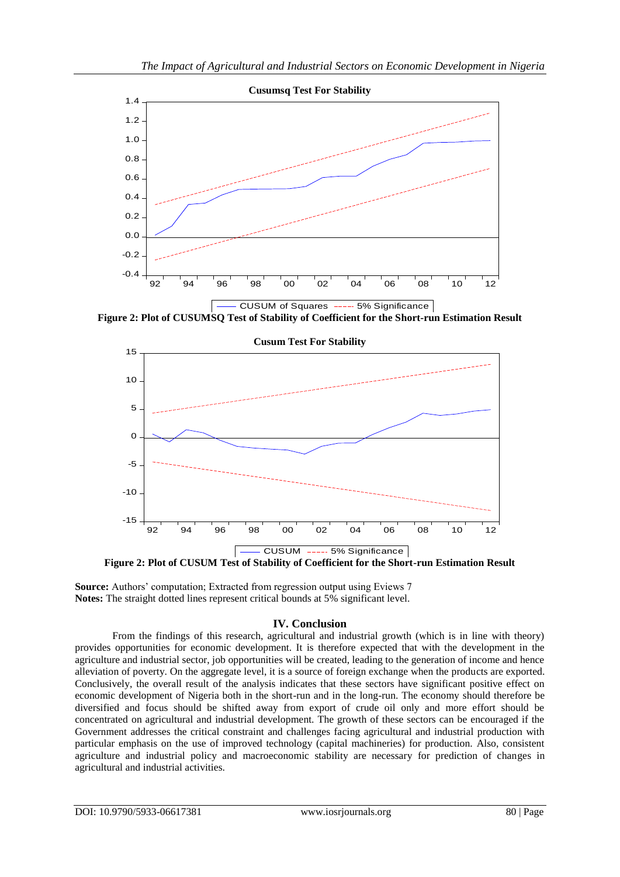**Figure 2: Plot of CUSUMSQ Test of Stability of Coefficient for the Short-run Estimation Result**

**Figure 2: Plot of CUSUM Test of Stability of Coefficient for the Short-run Estimation Result**

**Source:** Authors' computation; Extracted from regression output using Eviews 7
**Notes:** The straight dotted lines represent critical bounds at 5% significant level.

## IV. Conclusion

From the findings of this research, agricultural and industrial growth (which is in line with theory) provides opportunities for economic development. It is therefore expected that with the development in the agriculture and industrial sector, job opportunities will be created, leading to the generation of income and hence alleviation of poverty. On the aggregate level, it is a source of foreign exchange when the products are exported. Conclusively, the overall result of the analysis indicates that these sectors have significant positive effect on economic development of Nigeria both in the short-run and in the long-run. The economy should therefore be diversified and focus should be shifted away from export of crude oil only and more effort should be concentrated on agricultural and industrial development. The growth of these sectors can be encouraged if the Government addresses the critical constraint and challenges facing agricultural and industrial production with particular emphasis on the use of improved technology (capital machineries) for production. Also, consistent agriculture and industrial policy and macroeconomic stability are necessary for prediction of changes in agricultural and industrial activities.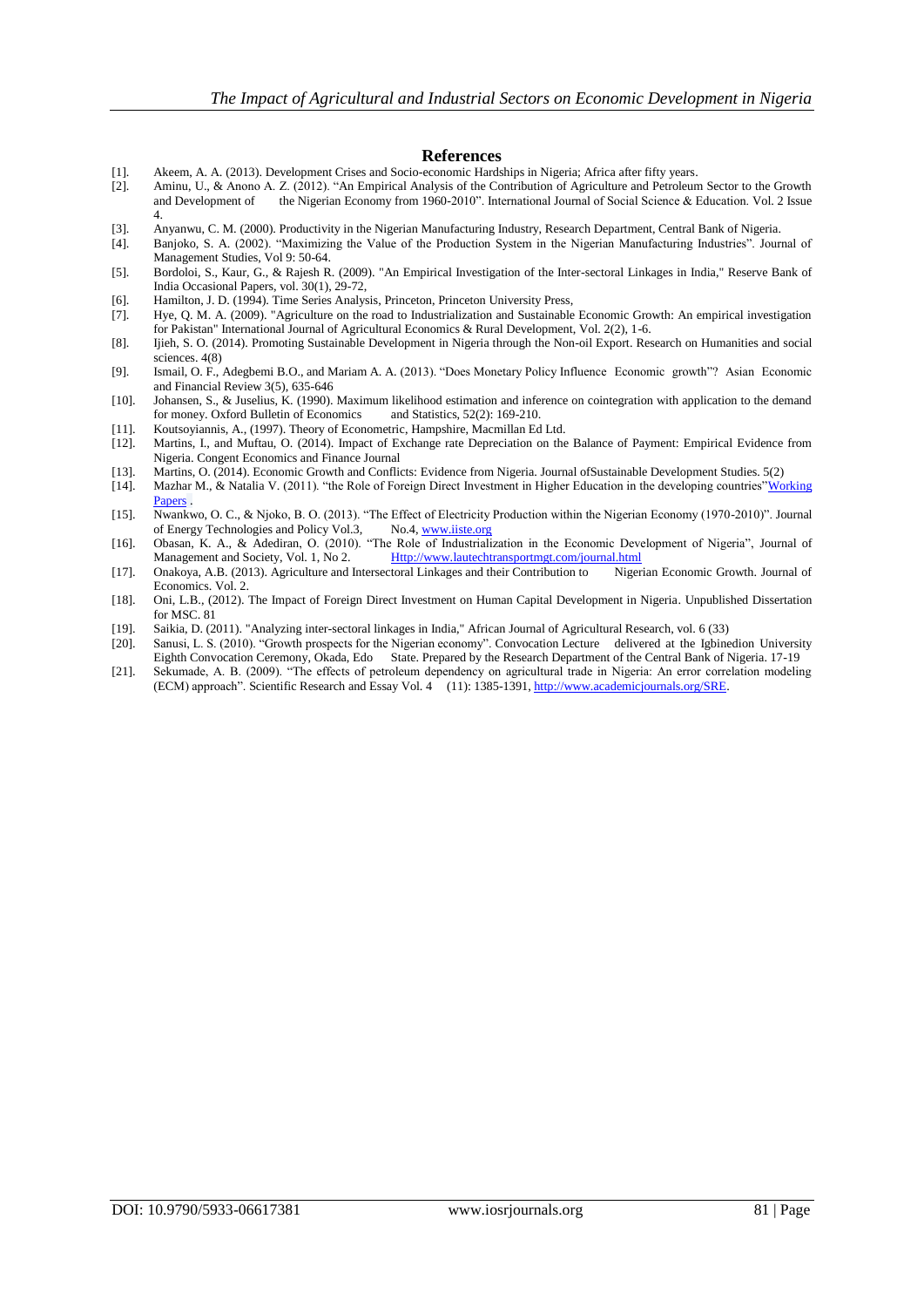## References

[1]. Akeem, A. A. (2013). Development Crises and Socio-economic Hardships in Nigeria; Africa after fifty years.

[2]. Aminu, U., & Anono A. Z. (2012). "An Empirical Analysis of the Contribution of Agriculture and Petroleum Sector to the Growth and Development of the Nigerian Economy from 1960-2010". International Journal of Social Science & Education. Vol. 2 Issue 4.

[3]. Anyanwu, C. M. (2000). Productivity in the Nigerian Manufacturing Industry, Research Department, Central Bank of Nigeria.

[4]. Banjoko, S. A. (2002). "Maximizing the Value of the Production System in the Nigerian Manufacturing Industries". Journal of Management Studies, Vol 9: 50-64.

[5]. Bordoloi, S., Kaur, G., & Rajesh R. (2009). "An Empirical Investigation of the Inter-sectoral Linkages in India," Reserve Bank of India Occasional Papers, vol. 30(1), 29-72,

[6]. Hamilton, J. D. (1994). Time Series Analysis, Princeton, Princeton University Press,

[7]. Hye, Q. M. A. (2009). "Agriculture on the road to Industrialization and Sustainable Economic Growth: An empirical investigation for Pakistan" International Journal of Agricultural Economics & Rural Development, Vol. 2(2), 1-6.

[8]. Ijieh, S. O. (2014). Promoting Sustainable Development in Nigeria through the Non-oil Export. Research on Humanities and social sciences. 4(8)

[9]. Ismail, O. F., Adegbemi B.O., and Mariam A. A. (2013). "Does Monetary Policy Influence Economic growth"? Asian Economic and Financial Review 3(5), 635-646

[10]. Johansen, S., & Juselius, K. (1990). Maximum likelihood estimation and inference on cointegration with application to the demand for money. Oxford Bulletin of Economics and Statistics, 52(2): 169-210.

[11]. Koutsoyiannis, A., (1997). Theory of Econometric, Hampshire, Macmillan Ed Ltd.

[12]. Martins, I., and Muftau, O. (2014). Impact of Exchange rate Depreciation on the Balance of Payment: Empirical Evidence from Nigeria. Congent Economics and Finance Journal

[13]. Martins, O. (2014). Economic Growth and Conflicts: Evidence from Nigeria. Journal ofSustainable Development Studies. 5(2)

[14]. Mazhar M., & Natalia V. (2011). "the Role of Foreign Direct Investment in Higher Education in the developing countries"Working Papers .

[15]. Nwankwo, O. C., & Njoko, B. O. (2013). "The Effect of Electricity Production within the Nigerian Economy (1970-2010)". Journal of Energy Technologies and Policy Vol.3, No.4, www.iiste.org

[16]. Obasan, K. A., & Adediran, O. (2010). "The Role of Industrialization in the Economic Development of Nigeria", Journal of Management and Society, Vol. 1, No 2. Http://www.lautechtransportmgt.com/journal.html

[17]. Onakoya, A.B. (2013). Agriculture and Intersectoral Linkages and their Contribution to Nigerian Economic Growth. Journal of Economics. Vol. 2.

[18]. Oni, L.B., (2012). The Impact of Foreign Direct Investment on Human Capital Development in Nigeria. Unpublished Dissertation for MSC. 81

[19]. Saikia, D. (2011). "Analyzing inter-sectoral linkages in India," African Journal of Agricultural Research, vol. 6 (33)

[20]. Sanusi, L. S. (2010). "Growth prospects for the Nigerian economy". Convocation Lecture delivered at the Igbinedion University Eighth Convocation Ceremony, Okada, Edo State. Prepared by the Research Department of the Central Bank of Nigeria. 17-19

[21]. Sekumade, A. B. (2009). "The effects of petroleum dependency on agricultural trade in Nigeria: An error correlation modeling (ECM) approach". Scientific Research and Essay Vol. 4 (11): 1385-1391, http://www.academicjournals.org/SRE.